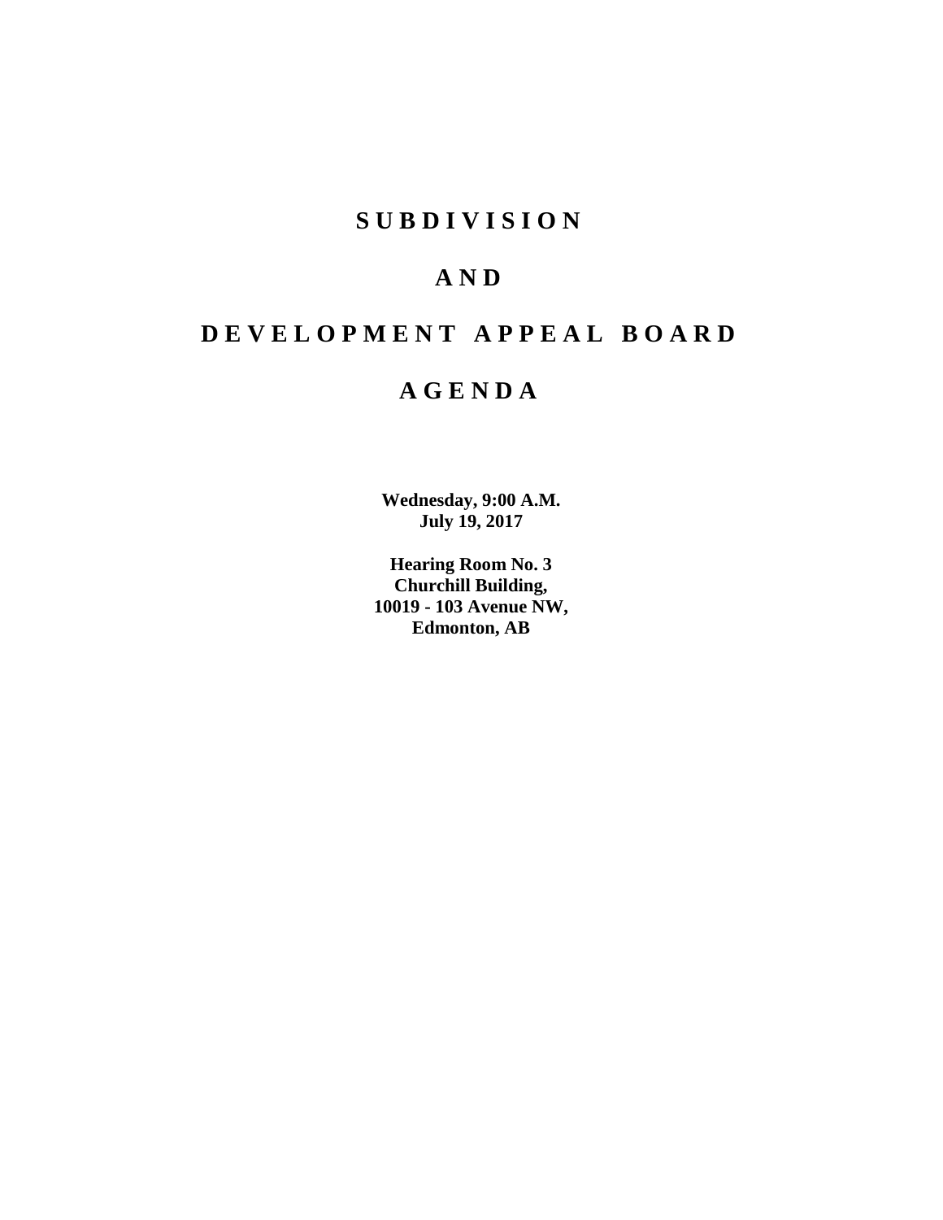# SUBDIVISION

# AND

# DEVELOPMENT APPEAL BOARD

# AGENDA

**Wednesday, 9:00 A.M.**
**July 19, 2017**

**Hearing Room No. 3**
**Churchill Building,**
**10019 - 103 Avenue NW,**
**Edmonton, AB**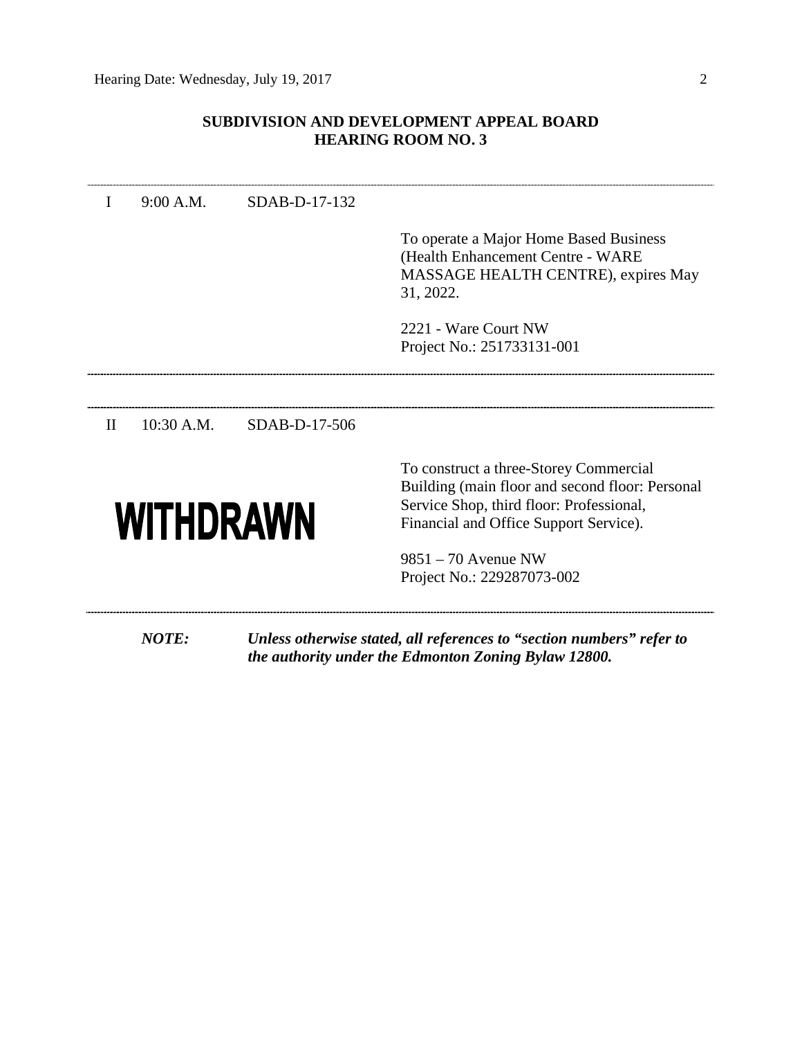## SUBDIVISION AND DEVELOPMENT APPEAL BOARD
## HEARING ROOM NO. 3

---

| | | | |
|---|---|---|---|
| I | 9:00 A.M. | SDAB-D-17-132 | |
| | | | To operate a Major Home Based Business (Health Enhancement Centre - WARE MASSAGE HEALTH CENTRE), expires May 31, 2022. |
| | | | 2221 - Ware Court NW<br>Project No.: 251733131-001 |

---

---

| | | | |
|---|---|---|---|
| II | 10:30 A.M. | SDAB-D-17-506 | |
| | **WITHDRAWN** | | To construct a three-Storey Commercial Building (main floor and second floor: Personal Service Shop, third floor: Professional, Financial and Office Support Service). |
| | | | 9851 – 70 Avenue NW<br>Project No.: 229287073-002 |

---

***NOTE:*** ***Unless otherwise stated, all references to "section numbers" refer to the authority under the Edmonton Zoning Bylaw 12800.***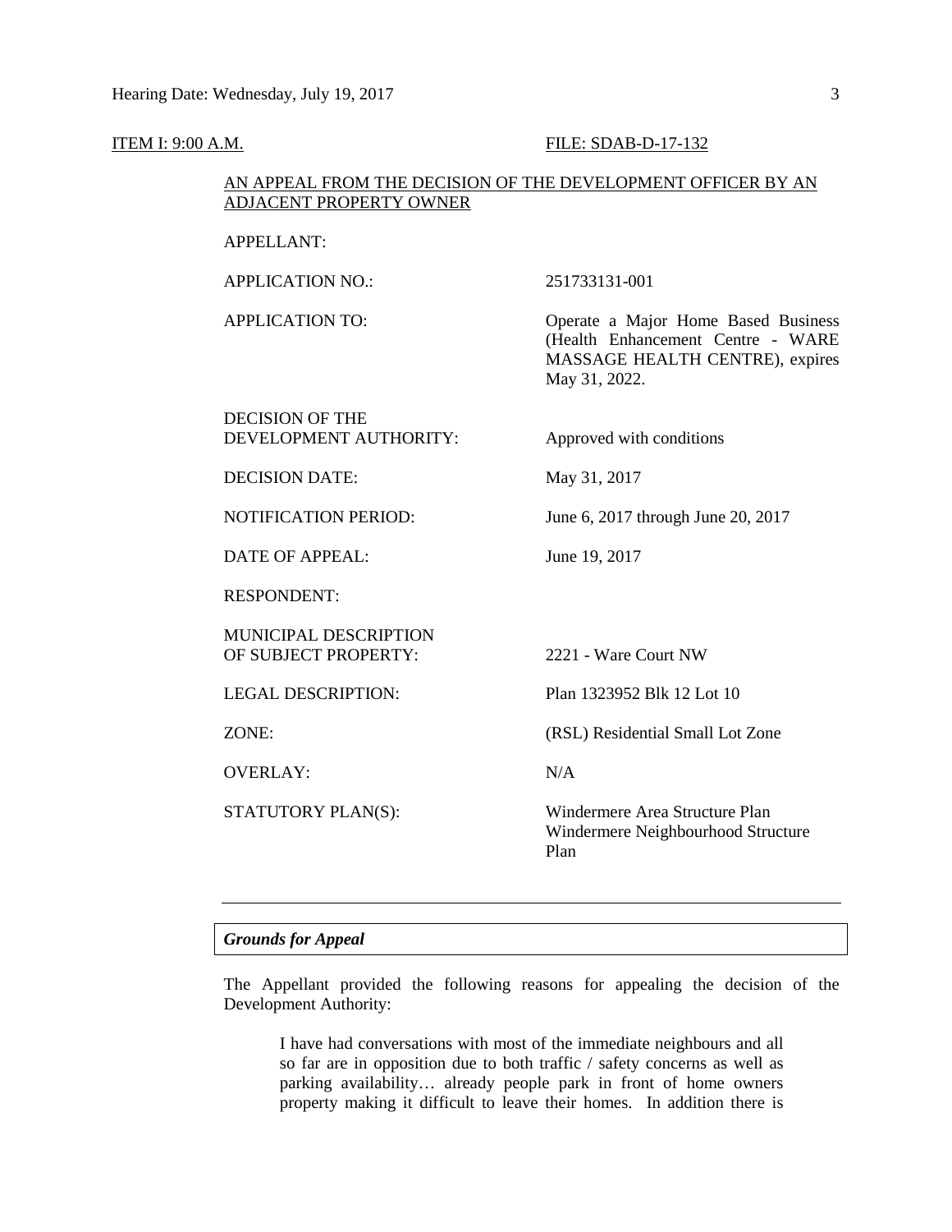ITEM I: 9:00 A.M. FILE: SDAB-D-17-132

AN APPEAL FROM THE DECISION OF THE DEVELOPMENT OFFICER BY AN ADJACENT PROPERTY OWNER

| | |
|---|---|
| APPELLANT: | |
| APPLICATION NO.: | 251733131-001 |
| APPLICATION TO: | Operate a Major Home Based Business (Health Enhancement Centre - WARE MASSAGE HEALTH CENTRE), expires May 31, 2022. |
| DECISION OF THE DEVELOPMENT AUTHORITY: | Approved with conditions |
| DECISION DATE: | May 31, 2017 |
| NOTIFICATION PERIOD: | June 6, 2017 through June 20, 2017 |
| DATE OF APPEAL: | June 19, 2017 |
| RESPONDENT: | |
| MUNICIPAL DESCRIPTION OF SUBJECT PROPERTY: | 2221 - Ware Court NW |
| LEGAL DESCRIPTION: | Plan 1323952 Blk 12 Lot 10 |
| ZONE: | (RSL) Residential Small Lot Zone |
| OVERLAY: | N/A |
| STATUTORY PLAN(S): | Windermere Area Structure Plan<br>Windermere Neighbourhood Structure Plan |

---

***Grounds for Appeal***

The Appellant provided the following reasons for appealing the decision of the Development Authority:

> I have had conversations with most of the immediate neighbours and all so far are in opposition due to both traffic / safety concerns as well as parking availability… already people park in front of home owners property making it difficult to leave their homes. In addition there is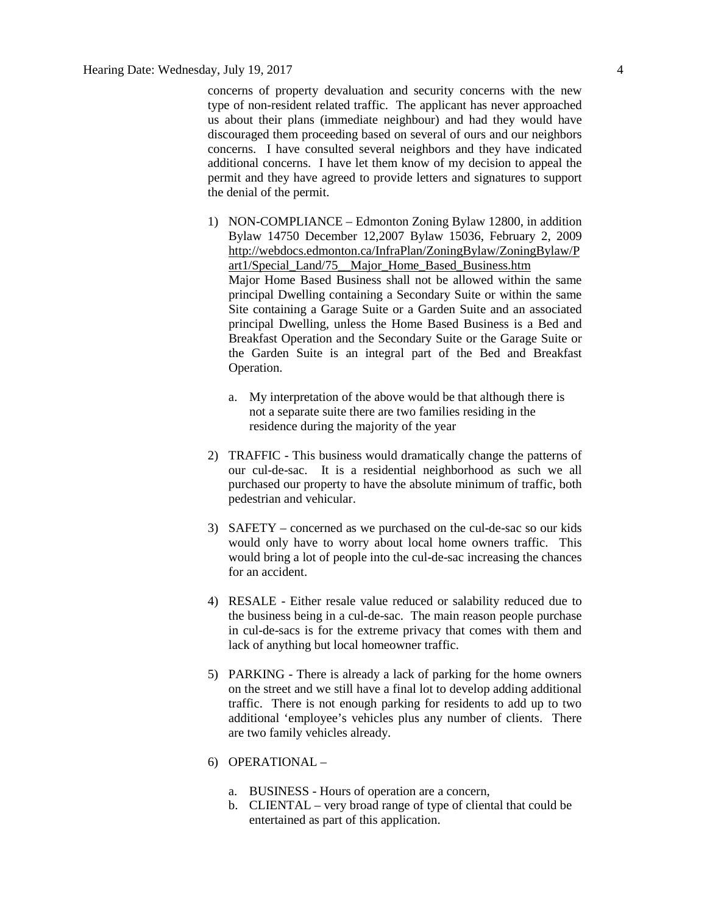concerns of property devaluation and security concerns with the new type of non-resident related traffic. The applicant has never approached us about their plans (immediate neighbour) and had they would have discouraged them proceeding based on several of ours and our neighbors concerns. I have consulted several neighbors and they have indicated additional concerns. I have let them know of my decision to appeal the permit and they have agreed to provide letters and signatures to support the denial of the permit.

1) NON-COMPLIANCE – Edmonton Zoning Bylaw 12800, in addition Bylaw 14750 December 12,2007 Bylaw 15036, February 2, 2009 http://webdocs.edmonton.ca/InfraPlan/ZoningBylaw/ZoningBylaw/Part1/Special_Land/75__Major_Home_Based_Business.htm
   Major Home Based Business shall not be allowed within the same principal Dwelling containing a Secondary Suite or within the same Site containing a Garage Suite or a Garden Suite and an associated principal Dwelling, unless the Home Based Business is a Bed and Breakfast Operation and the Secondary Suite or the Garage Suite or the Garden Suite is an integral part of the Bed and Breakfast Operation.

   a. My interpretation of the above would be that although there is not a separate suite there are two families residing in the residence during the majority of the year

2) TRAFFIC - This business would dramatically change the patterns of our cul-de-sac. It is a residential neighborhood as such we all purchased our property to have the absolute minimum of traffic, both pedestrian and vehicular.

3) SAFETY – concerned as we purchased on the cul-de-sac so our kids would only have to worry about local home owners traffic. This would bring a lot of people into the cul-de-sac increasing the chances for an accident.

4) RESALE - Either resale value reduced or salability reduced due to the business being in a cul-de-sac. The main reason people purchase in cul-de-sacs is for the extreme privacy that comes with them and lack of anything but local homeowner traffic.

5) PARKING - There is already a lack of parking for the home owners on the street and we still have a final lot to develop adding additional traffic. There is not enough parking for residents to add up to two additional 'employee's vehicles plus any number of clients. There are two family vehicles already.

6) OPERATIONAL –

   a. BUSINESS - Hours of operation are a concern,
   b. CLIENTAL – very broad range of type of cliental that could be entertained as part of this application.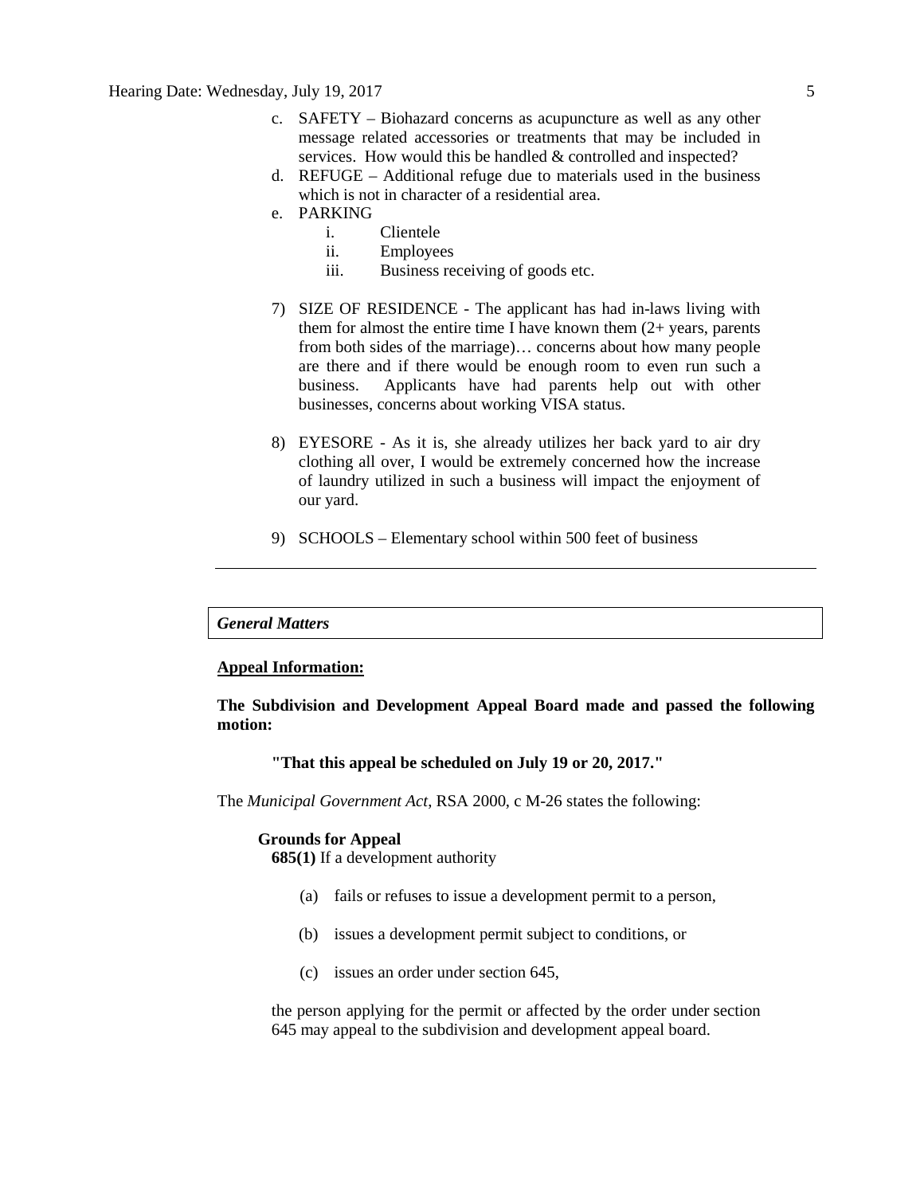c. SAFETY – Biohazard concerns as acupuncture as well as any other message related accessories or treatments that may be included in services. How would this be handled & controlled and inspected?
d. REFUGE – Additional refuge due to materials used in the business which is not in character of a residential area.
e. PARKING
    i. Clientele
    ii. Employees
    iii. Business receiving of goods etc.

7) SIZE OF RESIDENCE - The applicant has had in-laws living with them for almost the entire time I have known them (2+ years, parents from both sides of the marriage)… concerns about how many people are there and if there would be enough room to even run such a business. Applicants have had parents help out with other businesses, concerns about working VISA status.

8) EYESORE - As it is, she already utilizes her back yard to air dry clothing all over, I would be extremely concerned how the increase of laundry utilized in such a business will impact the enjoyment of our yard.

9) SCHOOLS – Elementary school within 500 feet of business

---

***General Matters***

**Appeal Information:**

**The Subdivision and Development Appeal Board made and passed the following motion:**

> **"That this appeal be scheduled on July 19 or 20, 2017."**

The *Municipal Government Act*, RSA 2000, c M-26 states the following:

**Grounds for Appeal**

**685(1)** If a development authority

(a) fails or refuses to issue a development permit to a person,

(b) issues a development permit subject to conditions, or

(c) issues an order under section 645,

the person applying for the permit or affected by the order under section 645 may appeal to the subdivision and development appeal board.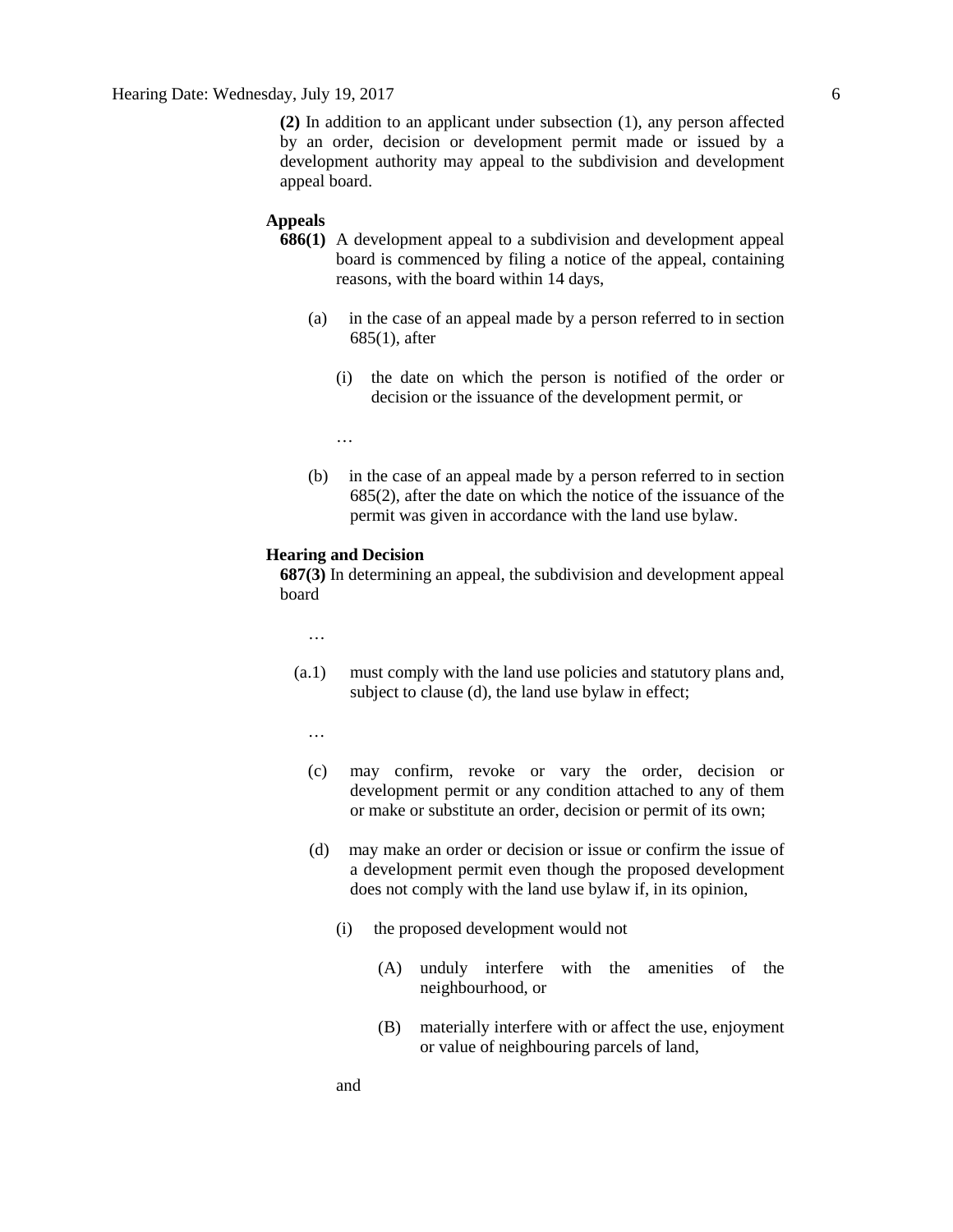**(2)** In addition to an applicant under subsection (1), any person affected by an order, decision or development permit made or issued by a development authority may appeal to the subdivision and development appeal board.

**Appeals**

**686(1)** A development appeal to a subdivision and development appeal board is commenced by filing a notice of the appeal, containing reasons, with the board within 14 days,

(a) in the case of an appeal made by a person referred to in section 685(1), after

(i) the date on which the person is notified of the order or decision or the issuance of the development permit, or

…

(b) in the case of an appeal made by a person referred to in section 685(2), after the date on which the notice of the issuance of the permit was given in accordance with the land use bylaw.

**Hearing and Decision**

**687(3)** In determining an appeal, the subdivision and development appeal board

…

(a.1) must comply with the land use policies and statutory plans and, subject to clause (d), the land use bylaw in effect;

…

(c) may confirm, revoke or vary the order, decision or development permit or any condition attached to any of them or make or substitute an order, decision or permit of its own;

(d) may make an order or decision or issue or confirm the issue of a development permit even though the proposed development does not comply with the land use bylaw if, in its opinion,

(i) the proposed development would not

(A) unduly interfere with the amenities of the neighbourhood, or

(B) materially interfere with or affect the use, enjoyment or value of neighbouring parcels of land,

and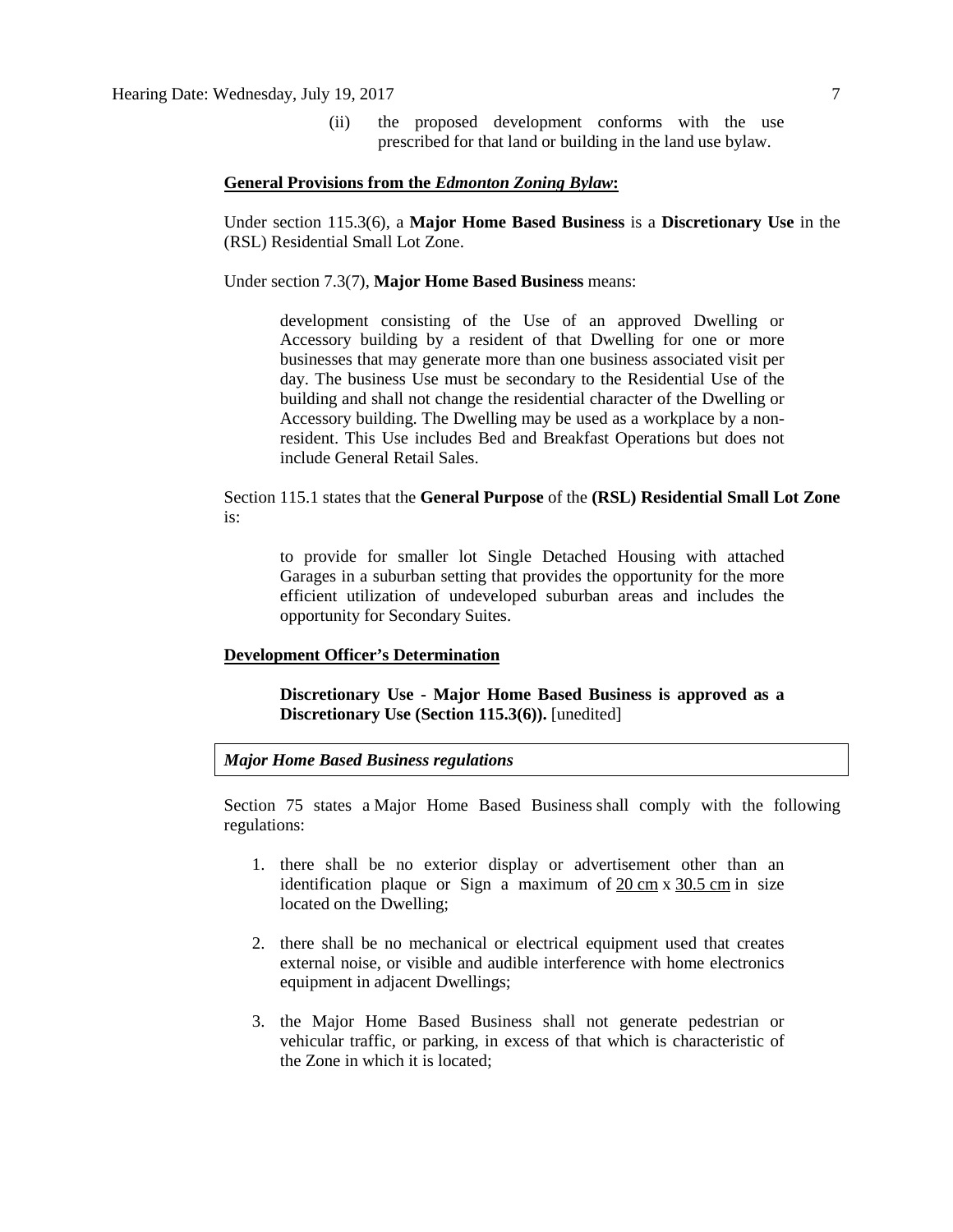(ii) the proposed development conforms with the use prescribed for that land or building in the land use bylaw.

**General Provisions from the *Edmonton Zoning Bylaw*:**

Under section 115.3(6), a **Major Home Based Business** is a **Discretionary Use** in the (RSL) Residential Small Lot Zone.

Under section 7.3(7), **Major Home Based Business** means:

> development consisting of the Use of an approved Dwelling or Accessory building by a resident of that Dwelling for one or more businesses that may generate more than one business associated visit per day. The business Use must be secondary to the Residential Use of the building and shall not change the residential character of the Dwelling or Accessory building. The Dwelling may be used as a workplace by a non-resident. This Use includes Bed and Breakfast Operations but does not include General Retail Sales.

Section 115.1 states that the **General Purpose** of the **(RSL) Residential Small Lot Zone** is:

> to provide for smaller lot Single Detached Housing with attached Garages in a suburban setting that provides the opportunity for the more efficient utilization of undeveloped suburban areas and includes the opportunity for Secondary Suites.

**Development Officer's Determination**

> **Discretionary Use - Major Home Based Business is approved as a Discretionary Use (Section 115.3(6)).** [unedited]

***Major Home Based Business regulations***

Section 75 states a Major Home Based Business shall comply with the following regulations:

1. there shall be no exterior display or advertisement other than an identification plaque or Sign a maximum of 20 cm x 30.5 cm in size located on the Dwelling;
2. there shall be no mechanical or electrical equipment used that creates external noise, or visible and audible interference with home electronics equipment in adjacent Dwellings;
3. the Major Home Based Business shall not generate pedestrian or vehicular traffic, or parking, in excess of that which is characteristic of the Zone in which it is located;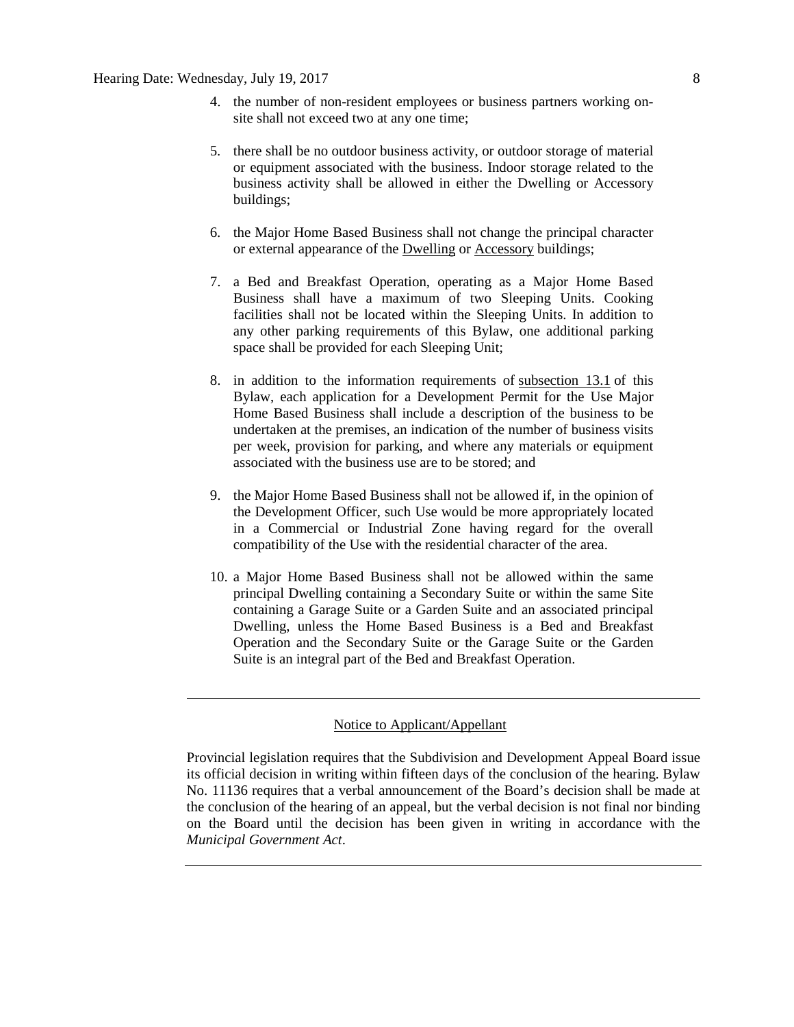4. the number of non-resident employees or business partners working on-site shall not exceed two at any one time;

5. there shall be no outdoor business activity, or outdoor storage of material or equipment associated with the business. Indoor storage related to the business activity shall be allowed in either the Dwelling or Accessory buildings;

6. the Major Home Based Business shall not change the principal character or external appearance of the Dwelling or Accessory buildings;

7. a Bed and Breakfast Operation, operating as a Major Home Based Business shall have a maximum of two Sleeping Units. Cooking facilities shall not be located within the Sleeping Units. In addition to any other parking requirements of this Bylaw, one additional parking space shall be provided for each Sleeping Unit;

8. in addition to the information requirements of subsection 13.1 of this Bylaw, each application for a Development Permit for the Use Major Home Based Business shall include a description of the business to be undertaken at the premises, an indication of the number of business visits per week, provision for parking, and where any materials or equipment associated with the business use are to be stored; and

9. the Major Home Based Business shall not be allowed if, in the opinion of the Development Officer, such Use would be more appropriately located in a Commercial or Industrial Zone having regard for the overall compatibility of the Use with the residential character of the area.

10. a Major Home Based Business shall not be allowed within the same principal Dwelling containing a Secondary Suite or within the same Site containing a Garage Suite or a Garden Suite and an associated principal Dwelling, unless the Home Based Business is a Bed and Breakfast Operation and the Secondary Suite or the Garage Suite or the Garden Suite is an integral part of the Bed and Breakfast Operation.

---

Notice to Applicant/Appellant

Provincial legislation requires that the Subdivision and Development Appeal Board issue its official decision in writing within fifteen days of the conclusion of the hearing. Bylaw No. 11136 requires that a verbal announcement of the Board's decision shall be made at the conclusion of the hearing of an appeal, but the verbal decision is not final nor binding on the Board until the decision has been given in writing in accordance with the *Municipal Government Act*.

---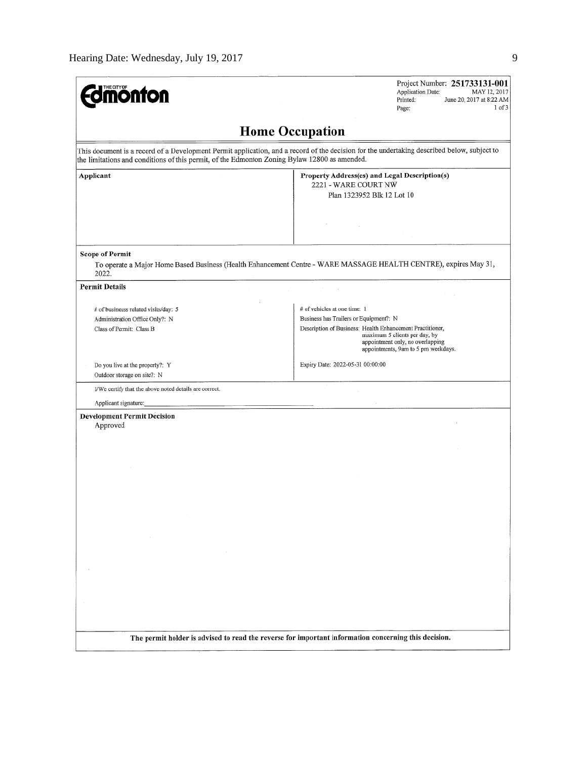Project Number: **251733131-001**
Application Date: MAY 12, 2017
Printed: June 20, 2017 at 8:22 AM
Page: 1 of 3

# Home Occupation

This document is a record of a Development Permit application, and a record of the decision for the undertaking described below, subject to the limitations and conditions of this permit, of the Edmonton Zoning Bylaw 12800 as amended.

| Applicant | Property Address(es) and Legal Description(s) |
|---|---|
| | 2221 - WARE COURT NW<br>Plan 1323952 Blk 12 Lot 10 |

**Scope of Permit**

To operate a Major Home Based Business (Health Enhancement Centre - WARE MASSAGE HEALTH CENTRE), expires May 31, 2022.

**Permit Details**

| | |
|---|---|
| # of businesss related visits/day: 5 | # of vehicles at one time: 1 |
| Administration Office Only?: N | Business has Trailers or Equipment?: N |
| Class of Permit: Class B | Description of Business: Health Enhancement Practitioner, maximum 5 clients per day, by appointment only, no overlapping appointments, 9am to 5 pm weekdays. |
| Do you live at the property?: Y | Expiry Date: 2022-05-31 00:00:00 |
| Outdoor storage on site?: N | |

I/We certify that the above noted details are correct.

Applicant signature:\_\_\_\_\_\_\_\_\_\_\_\_\_\_\_\_\_\_\_\_\_\_\_\_\_\_\_\_\_\_\_\_

**Development Permit Decision**

Approved

**The permit holder is advised to read the reverse for important information concerning this decision.**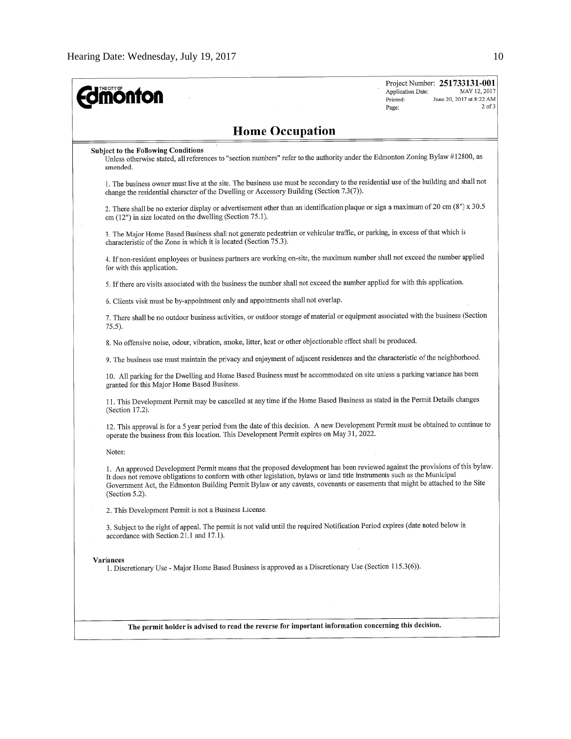**THE CITY OF Edmonton**

Project Number: **251733131-001**
Application Date: MAY 12, 2017
Printed: June 20, 2017 at 8:22 AM
Page: 2 of 3

## Home Occupation

**Subject to the Following Conditions**

Unless otherwise stated, all references to "section numbers" refer to the authority under the Edmonton Zoning Bylaw #12800, as amended.

1. The business owner must live at the site. The business use must be secondary to the residential use of the building and shall not change the residential character of the Dwelling or Accessory Building (Section 7.3(7)).

2. There shall be no exterior display or advertisement other than an identification plaque or sign a maximum of 20 cm (8") x 30.5 cm (12") in size located on the dwelling (Section 75.1).

3. The Major Home Based Business shall not generate pedestrian or vehicular traffic, or parking, in excess of that which is characteristic of the Zone in which it is located (Section 75.3).

4. If non-resident employees or business partners are working on-site, the maximum number shall not exceed the number applied for with this application.

5. If there are visits associated with the business the number shall not exceed the number applied for with this application.

6. Clients visit must be by-appointment only and appointments shall not overlap.

7. There shall be no outdoor business activities, or outdoor storage of material or equipment associated with the business (Section 75.5).

8. No offensive noise, odour, vibration, smoke, litter, heat or other objectionable effect shall be produced.

9. The business use must maintain the privacy and enjoyment of adjacent residences and the characteristic of the neighborhood.

10. All parking for the Dwelling and Home Based Business must be accommodated on site unless a parking variance has been granted for this Major Home Based Business.

11. This Development Permit may be cancelled at any time if the Home Based Business as stated in the Permit Details changes (Section 17.2).

12. This approval is for a 5 year period from the date of this decision. A new Development Permit must be obtained to continue to operate the business from this location. This Development Permit expires on May 31, 2022.

Notes:

1. An approved Development Permit means that the proposed development has been reviewed against the provisions of this bylaw. It does not remove obligations to conform with other legislation, bylaws or land title instruments such as the Municipal Government Act, the Edmonton Building Permit Bylaw or any caveats, covenants or easements that might be attached to the Site (Section 5.2).

2. This Development Permit is not a Business License.

3. Subject to the right of appeal. The permit is not valid until the required Notification Period expires (date noted below in accordance with Section 21.1 and 17.1).

**Variances**

1. Discretionary Use - Major Home Based Business is approved as a Discretionary Use (Section 115.3(6)).

**The permit holder is advised to read the reverse for important information concerning this decision.**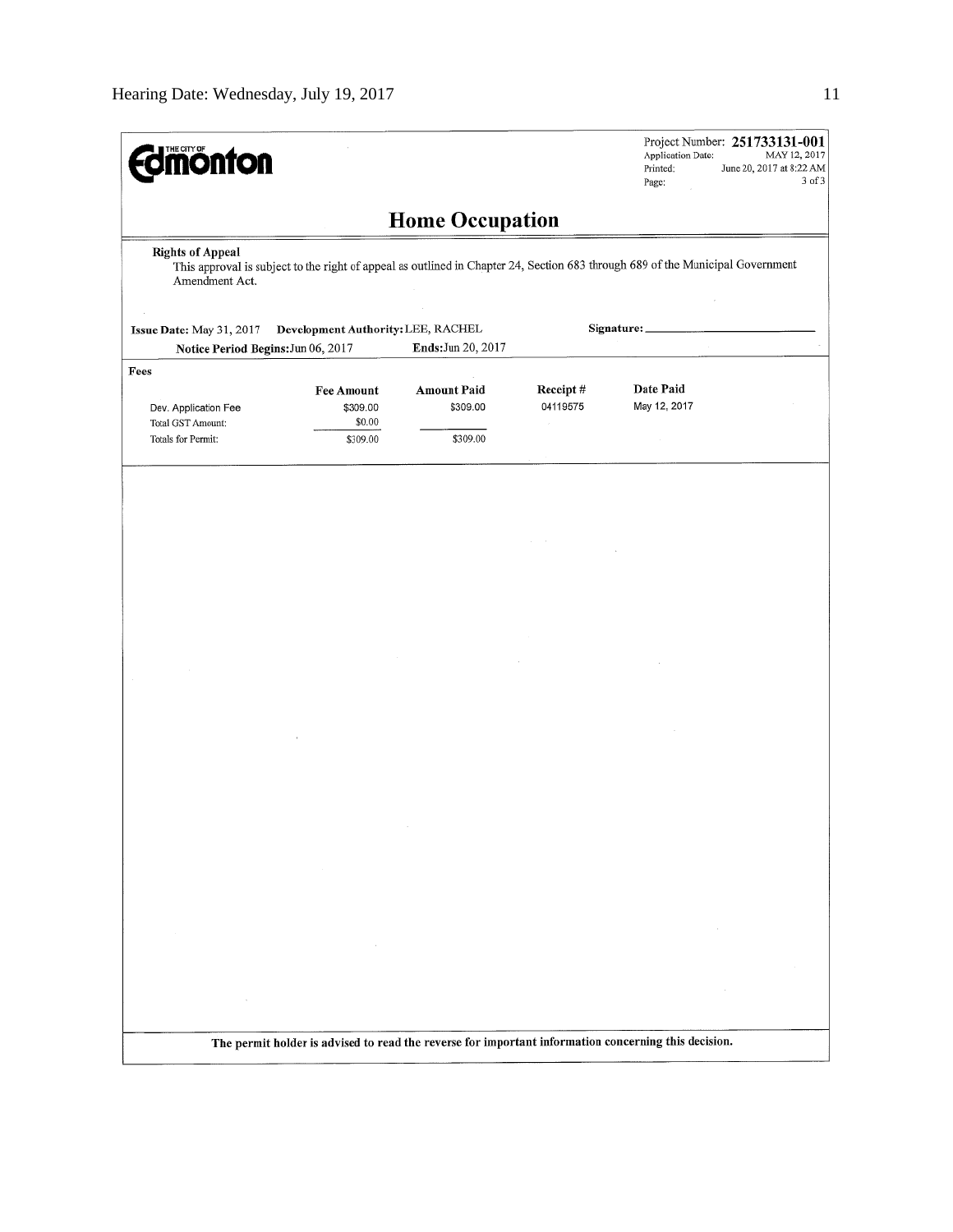Project Number: **251733131-001**
Application Date: MAY 12, 2017
Printed: June 20, 2017 at 8:22 AM

# Home Occupation

**Rights of Appeal**

This approval is subject to the right of appeal as outlined in Chapter 24, Section 683 through 689 of the Municipal Government Amendment Act.

**Issue Date:** May 31, 2017 **Development Authority:** LEE, RACHEL **Signature:** \_\_\_\_\_\_\_\_\_\_\_\_\_\_\_\_\_\_\_\_

**Notice Period Begins:** Jun 06, 2017 **Ends:** Jun 20, 2017

**Fees**

| | Fee Amount | Amount Paid | Receipt # | Date Paid |
|---|---|---|---|---|
| Dev. Application Fee | $309.00 | $309.00 | 04119575 | May 12, 2017 |
| Total GST Amount: | $0.00 | | | |
| Totals for Permit: | $309.00 | $309.00 | | |

**The permit holder is advised to read the reverse for important information concerning this decision.**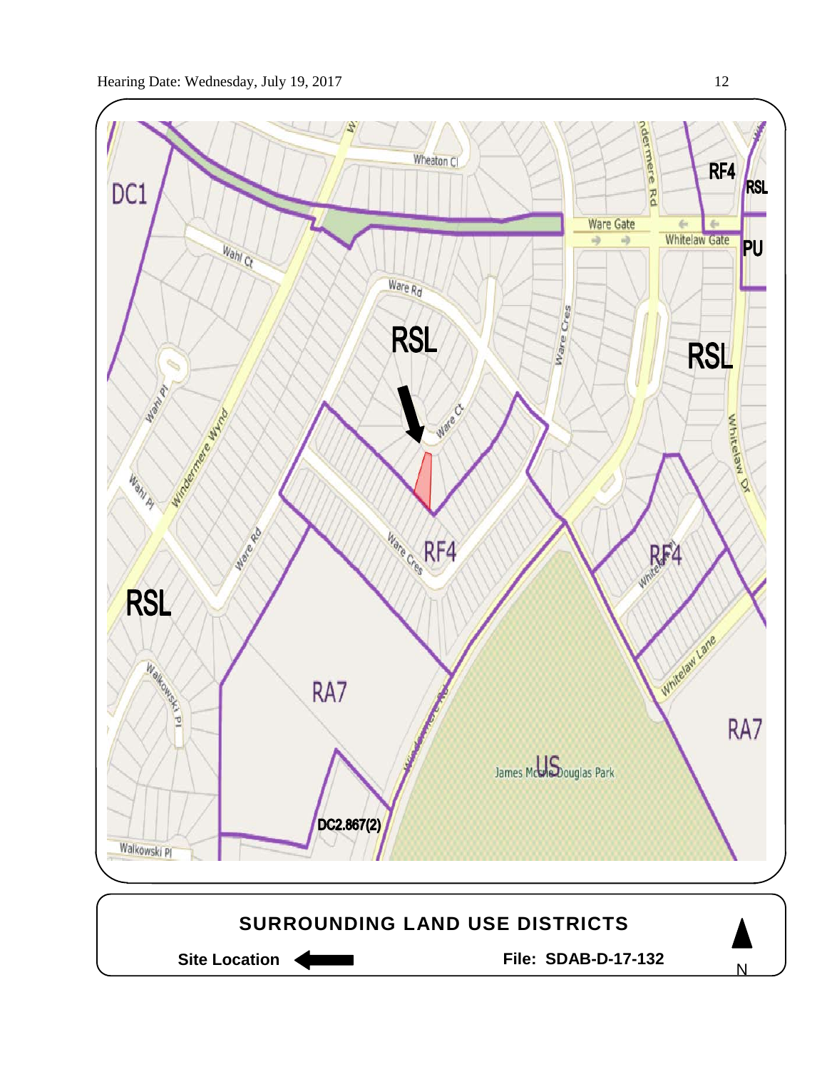## SURROUNDING LAND USE DISTRICTS

**Site Location** ⟵ **File: SDAB-D-17-132**

N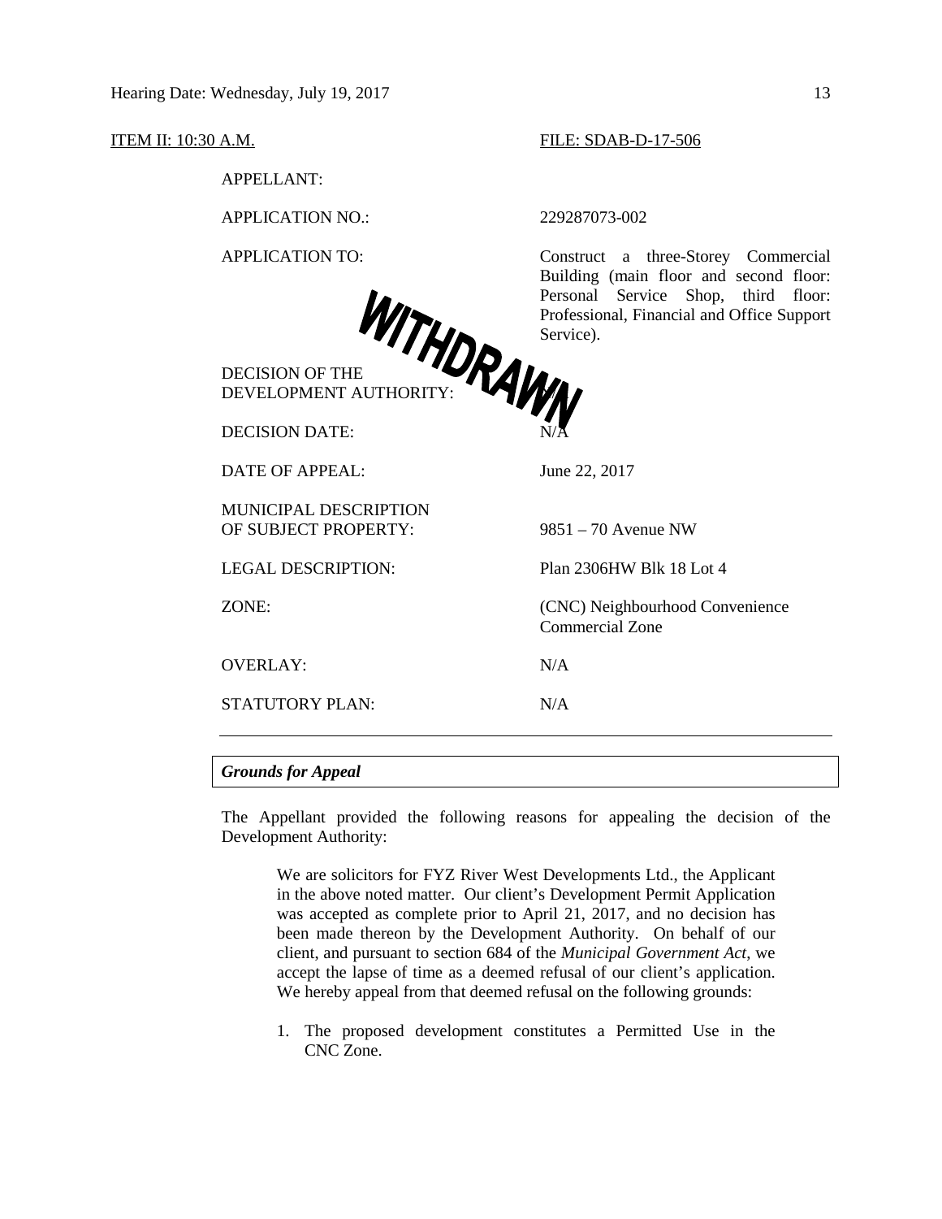ITEM II: 10:30 A.M. FILE: SDAB-D-17-506

WITHDRAWN

| | |
|---|---|
| APPELLANT: | |
| APPLICATION NO.: | 229287073-002 |
| APPLICATION TO: | Construct a three-Storey Commercial Building (main floor and second floor: Personal Service Shop, third floor: Professional, Financial and Office Support Service). |
| DECISION OF THE DEVELOPMENT AUTHORITY: | N/A |
| DECISION DATE: | N/A |
| DATE OF APPEAL: | June 22, 2017 |
| MUNICIPAL DESCRIPTION OF SUBJECT PROPERTY: | 9851 – 70 Avenue NW |
| LEGAL DESCRIPTION: | Plan 2306HW Blk 18 Lot 4 |
| ZONE: | (CNC) Neighbourhood Convenience Commercial Zone |
| OVERLAY: | N/A |
| STATUTORY PLAN: | N/A |

---

***Grounds for Appeal***

The Appellant provided the following reasons for appealing the decision of the Development Authority:

> We are solicitors for FYZ River West Developments Ltd., the Applicant in the above noted matter. Our client's Development Permit Application was accepted as complete prior to April 21, 2017, and no decision has been made thereon by the Development Authority. On behalf of our client, and pursuant to section 684 of the *Municipal Government Act*, we accept the lapse of time as a deemed refusal of our client's application. We hereby appeal from that deemed refusal on the following grounds:
>
> 1. The proposed development constitutes a Permitted Use in the CNC Zone.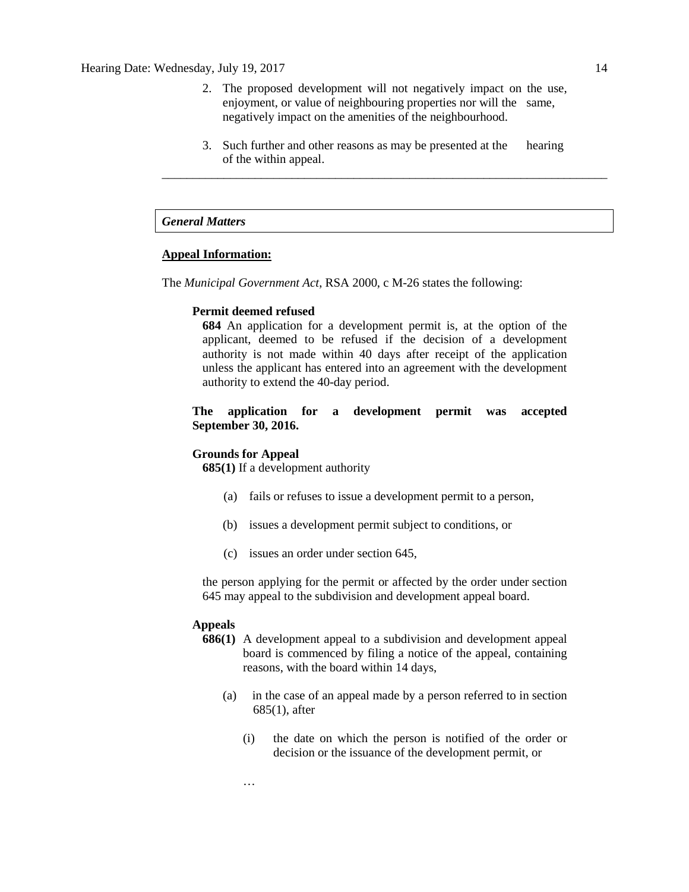2. The proposed development will not negatively impact on the use, enjoyment, or value of neighbouring properties nor will the same, negatively impact on the amenities of the neighbourhood.

3. Such further and other reasons as may be presented at the hearing of the within appeal.

---

### *General Matters*

**Appeal Information:**

The *Municipal Government Act*, RSA 2000, c M-26 states the following:

> **Permit deemed refused**
>
> **684** An application for a development permit is, at the option of the applicant, deemed to be refused if the decision of a development authority is not made within 40 days after receipt of the application unless the applicant has entered into an agreement with the development authority to extend the 40-day period.
>
> **The application for a development permit was accepted September 30, 2016.**
>
> **Grounds for Appeal**
>
> **685(1)** If a development authority
>
> (a) fails or refuses to issue a development permit to a person,
>
> (b) issues a development permit subject to conditions, or
>
> (c) issues an order under section 645,
>
> the person applying for the permit or affected by the order under section 645 may appeal to the subdivision and development appeal board.
>
> **Appeals**
>
> **686(1)** A development appeal to a subdivision and development appeal board is commenced by filing a notice of the appeal, containing reasons, with the board within 14 days,
>
> (a) in the case of an appeal made by a person referred to in section 685(1), after
>
> (i) the date on which the person is notified of the order or decision or the issuance of the development permit, or
>
> …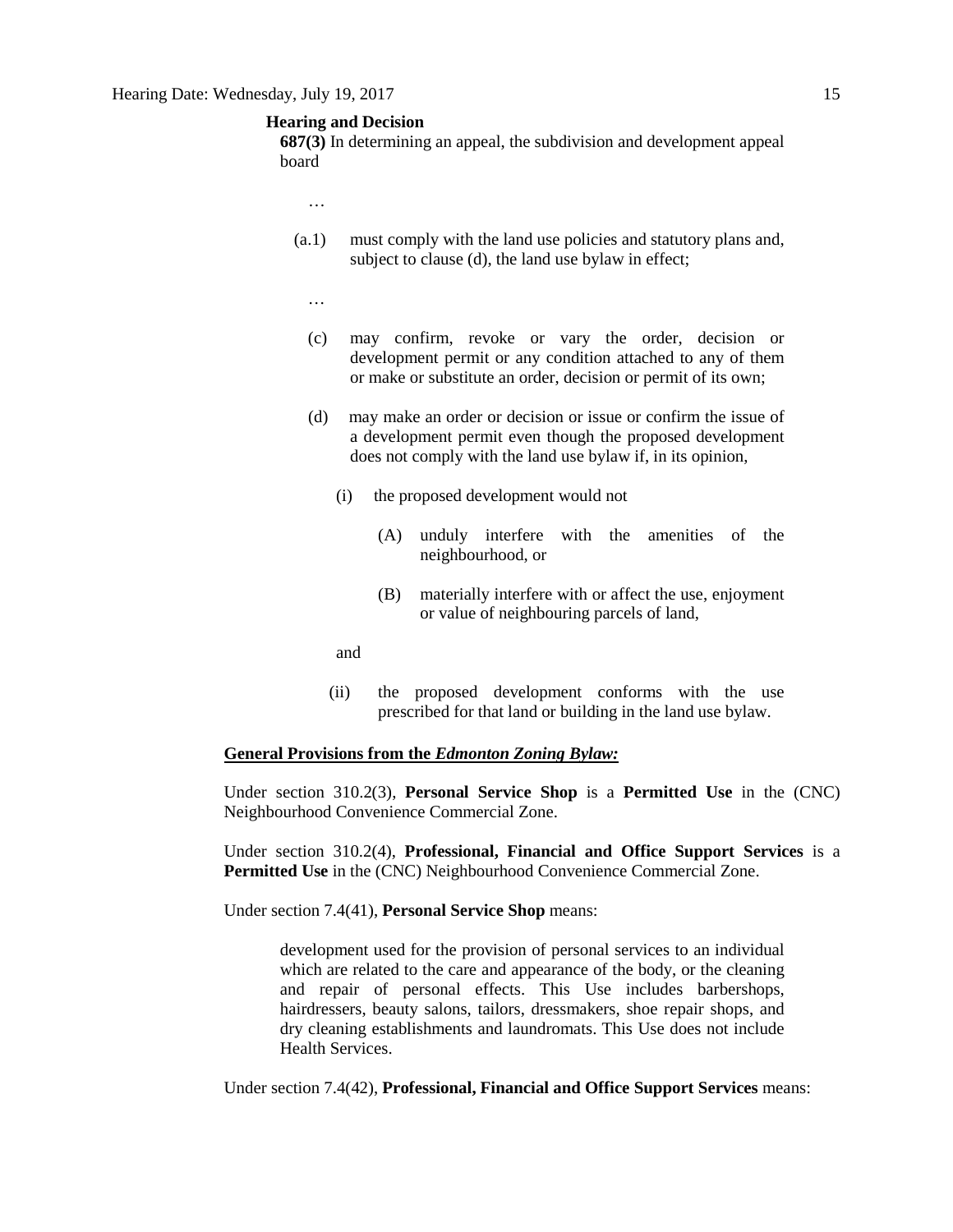**Hearing and Decision**

**687(3)** In determining an appeal, the subdivision and development appeal board

…

(a.1) must comply with the land use policies and statutory plans and, subject to clause (d), the land use bylaw in effect;

…

(c) may confirm, revoke or vary the order, decision or development permit or any condition attached to any of them or make or substitute an order, decision or permit of its own;

(d) may make an order or decision or issue or confirm the issue of a development permit even though the proposed development does not comply with the land use bylaw if, in its opinion,

(i) the proposed development would not

(A) unduly interfere with the amenities of the neighbourhood, or

(B) materially interfere with or affect the use, enjoyment or value of neighbouring parcels of land,

and

(ii) the proposed development conforms with the use prescribed for that land or building in the land use bylaw.

**General Provisions from the *Edmonton Zoning Bylaw:***

Under section 310.2(3), **Personal Service Shop** is a **Permitted Use** in the (CNC) Neighbourhood Convenience Commercial Zone.

Under section 310.2(4), **Professional, Financial and Office Support Services** is a **Permitted Use** in the (CNC) Neighbourhood Convenience Commercial Zone.

Under section 7.4(41), **Personal Service Shop** means:

> development used for the provision of personal services to an individual which are related to the care and appearance of the body, or the cleaning and repair of personal effects. This Use includes barbershops, hairdressers, beauty salons, tailors, dressmakers, shoe repair shops, and dry cleaning establishments and laundromats. This Use does not include Health Services.

Under section 7.4(42), **Professional, Financial and Office Support Services** means: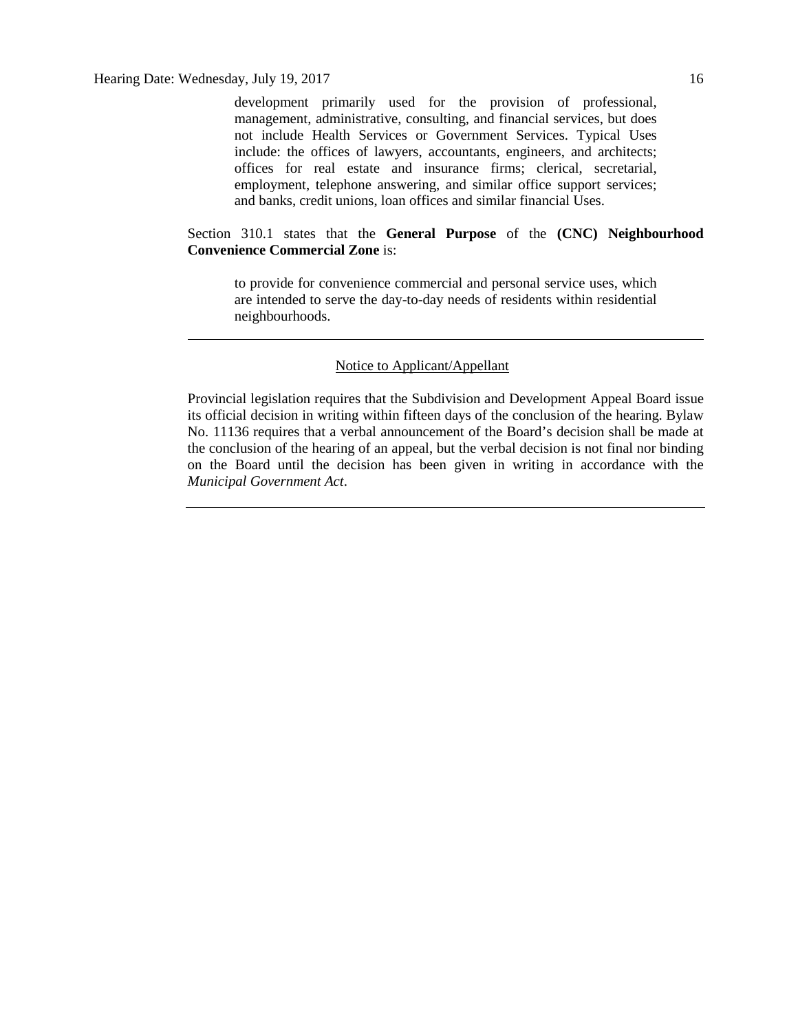development primarily used for the provision of professional, management, administrative, consulting, and financial services, but does not include Health Services or Government Services. Typical Uses include: the offices of lawyers, accountants, engineers, and architects; offices for real estate and insurance firms; clerical, secretarial, employment, telephone answering, and similar office support services; and banks, credit unions, loan offices and similar financial Uses.

Section 310.1 states that the **General Purpose** of the **(CNC) Neighbourhood Convenience Commercial Zone** is:

> to provide for convenience commercial and personal service uses, which are intended to serve the day-to-day needs of residents within residential neighbourhoods.

---

Notice to Applicant/Appellant

Provincial legislation requires that the Subdivision and Development Appeal Board issue its official decision in writing within fifteen days of the conclusion of the hearing. Bylaw No. 11136 requires that a verbal announcement of the Board's decision shall be made at the conclusion of the hearing of an appeal, but the verbal decision is not final nor binding on the Board until the decision has been given in writing in accordance with the *Municipal Government Act*.

---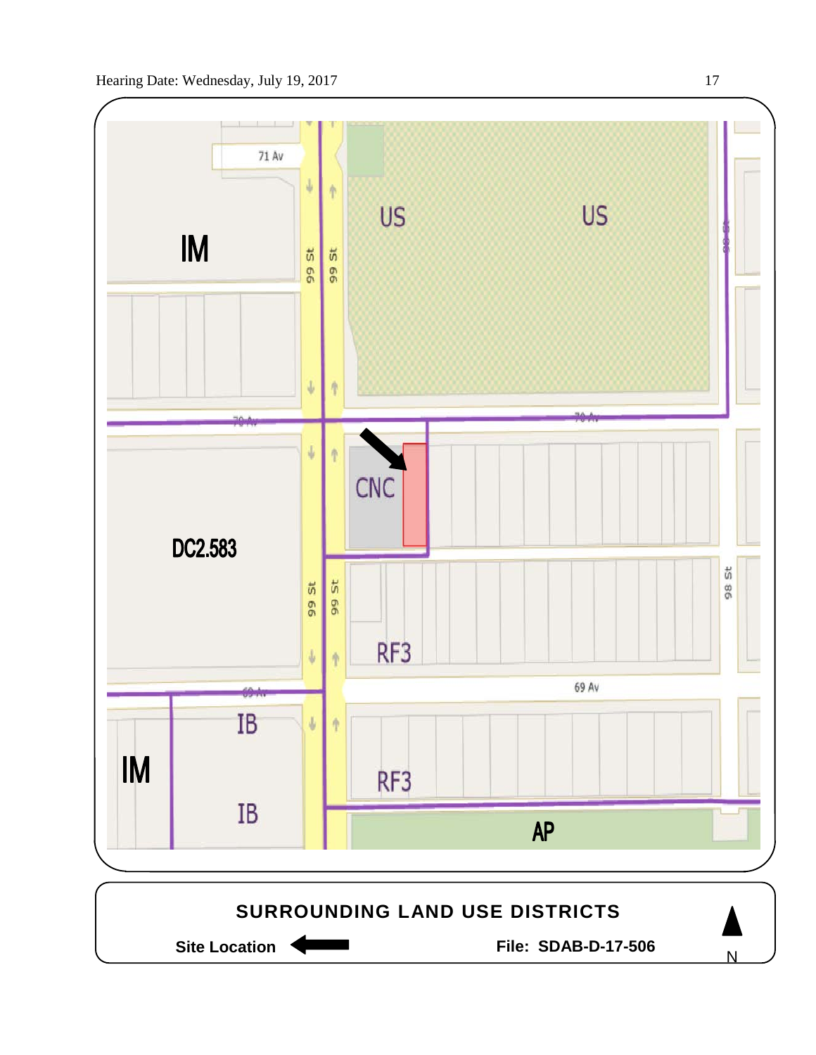71 Av

IM

99 St

99 St

US

US

98 St

70 Av

70 Av

CNC

DC2.583

99 St

99 St

RF3

98 St

69 Av

69 Av

IB

IM

IB

RF3

AP

**SURROUNDING LAND USE DISTRICTS**

**Site Location**

**File: SDAB-D-17-506**

N